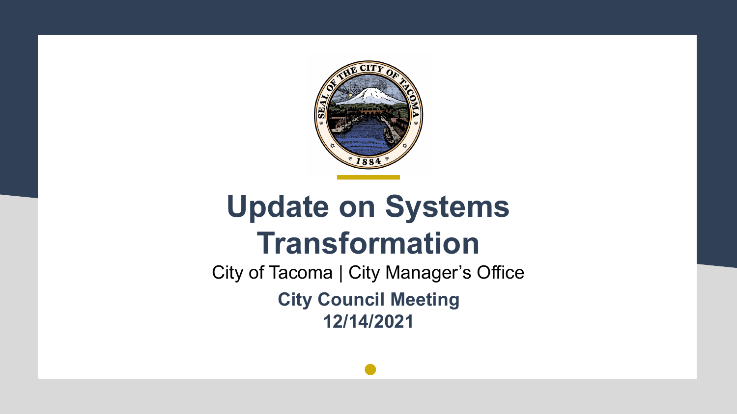# Update on Systems Transformation

City of Tacoma | City Manager's Office

**City Council Meeting**
**12/14/2021**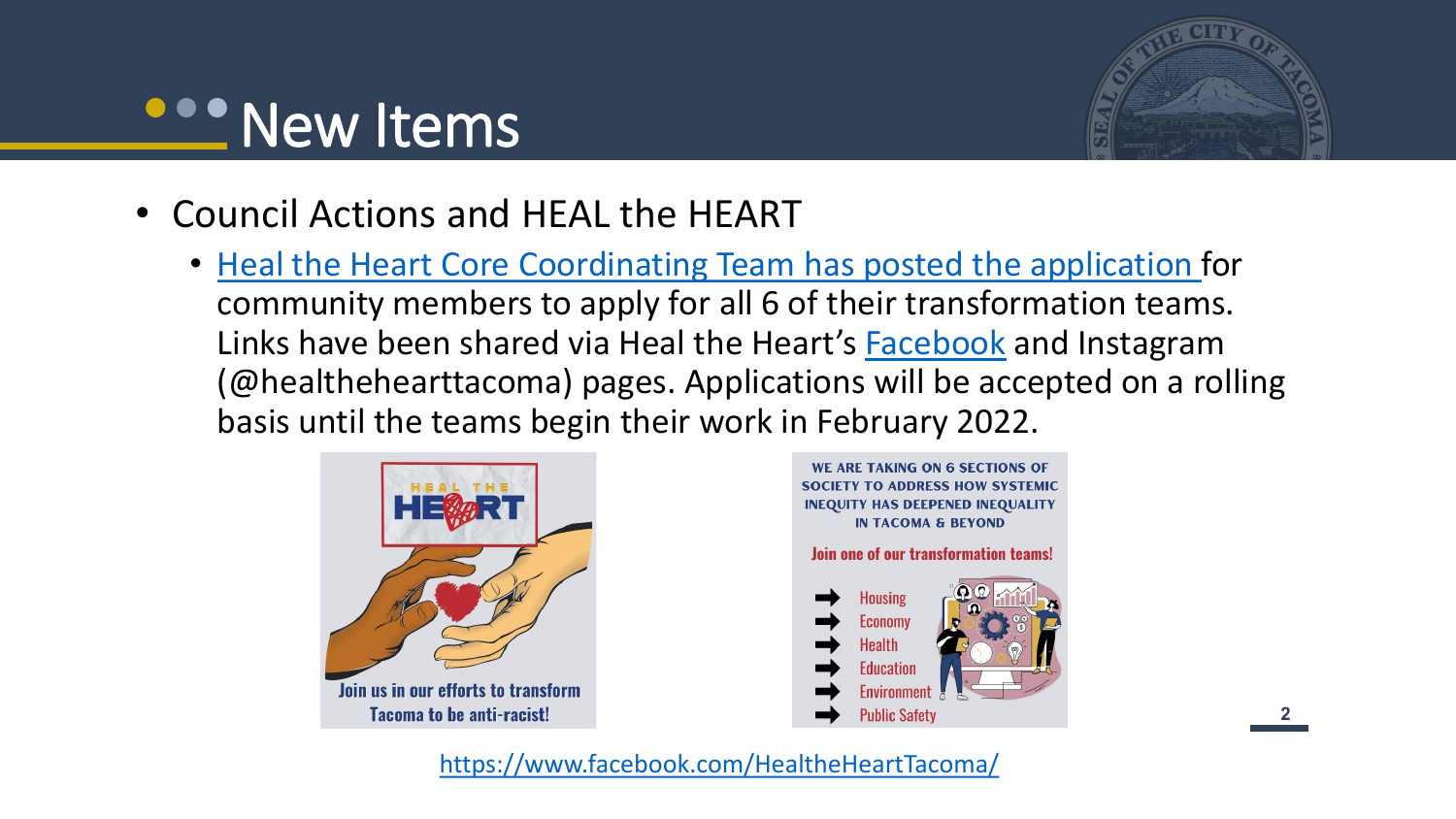# New Items

- Council Actions and HEAL the HEART
  - Heal the Heart Core Coordinating Team has posted the application for community members to apply for all 6 of their transformation teams. Links have been shared via Heal the Heart's Facebook and Instagram (@healthehearttacoma) pages. Applications will be accepted on a rolling basis until the teams begin their work in February 2022.

HEAL THE HEART

Join us in our efforts to transform Tacoma to be anti-racist!

WE ARE TAKING ON 6 SECTIONS OF SOCIETY TO ADDRESS HOW SYSTEMIC INEQUITY HAS DEEPENED INEQUALITY IN TACOMA & BEYOND

Join one of our transformation teams!

- Housing
- Economy
- Health
- Education
- Environment
- Public Safety

https://www.facebook.com/HealtheHeartTacoma/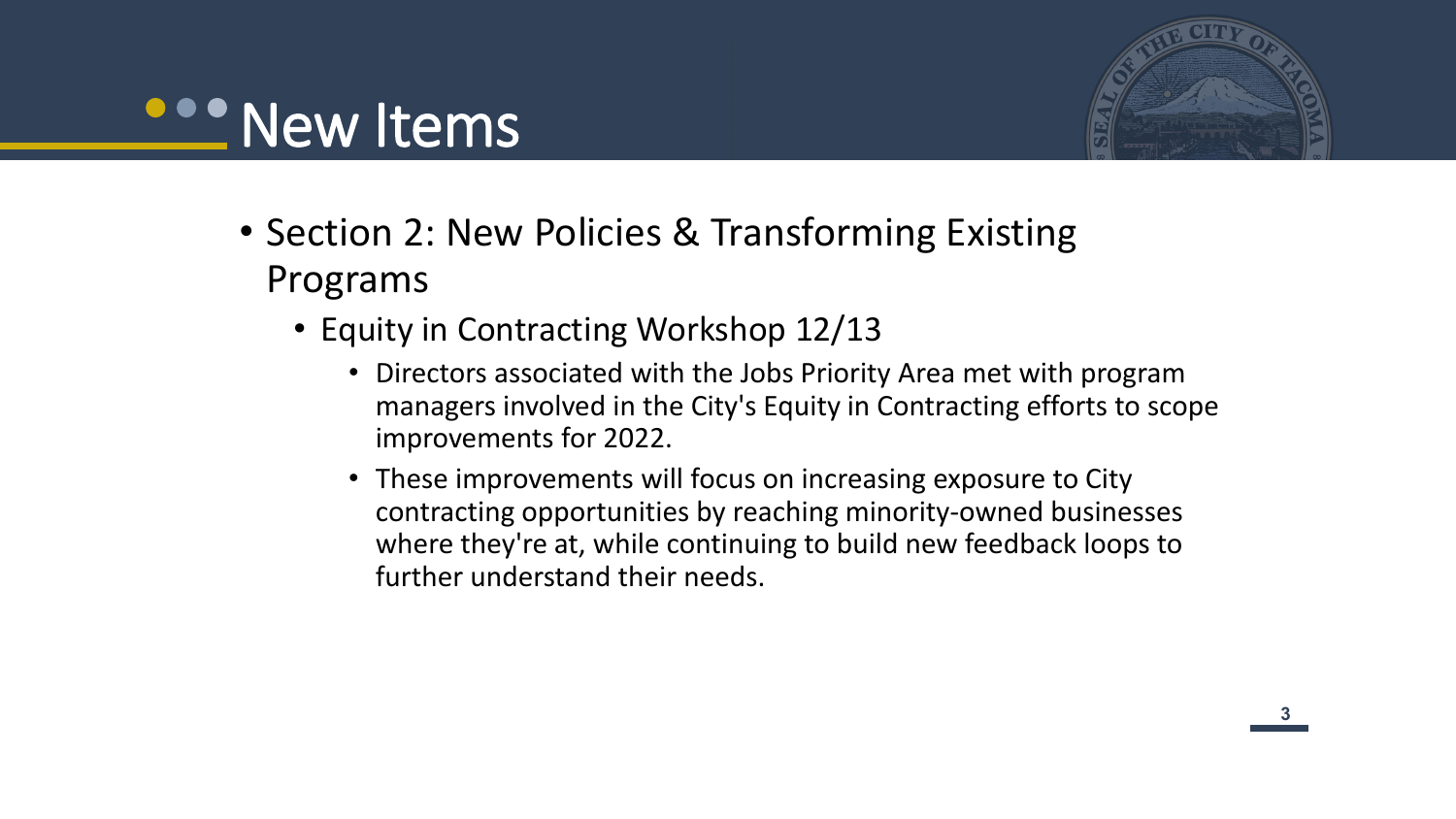# New Items

- Section 2: New Policies & Transforming Existing Programs
  - Equity in Contracting Workshop 12/13
    - Directors associated with the Jobs Priority Area met with program managers involved in the City's Equity in Contracting efforts to scope improvements for 2022.
    - These improvements will focus on increasing exposure to City contracting opportunities by reaching minority-owned businesses where they're at, while continuing to build new feedback loops to further understand their needs.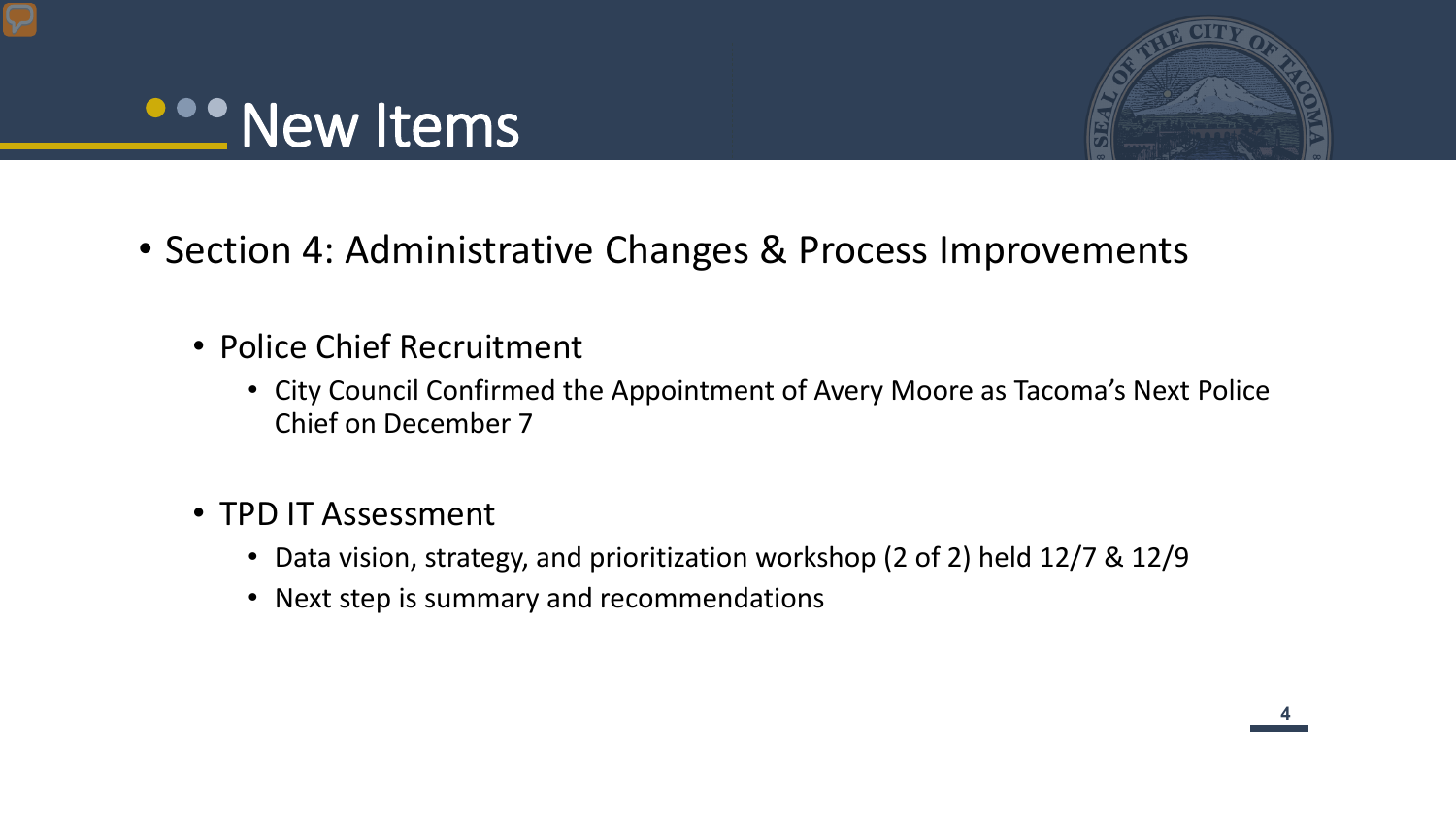# New Items

- Section 4: Administrative Changes & Process Improvements
  - Police Chief Recruitment
    - City Council Confirmed the Appointment of Avery Moore as Tacoma's Next Police Chief on December 7
  - TPD IT Assessment
    - Data vision, strategy, and prioritization workshop (2 of 2) held 12/7 & 12/9
    - Next step is summary and recommendations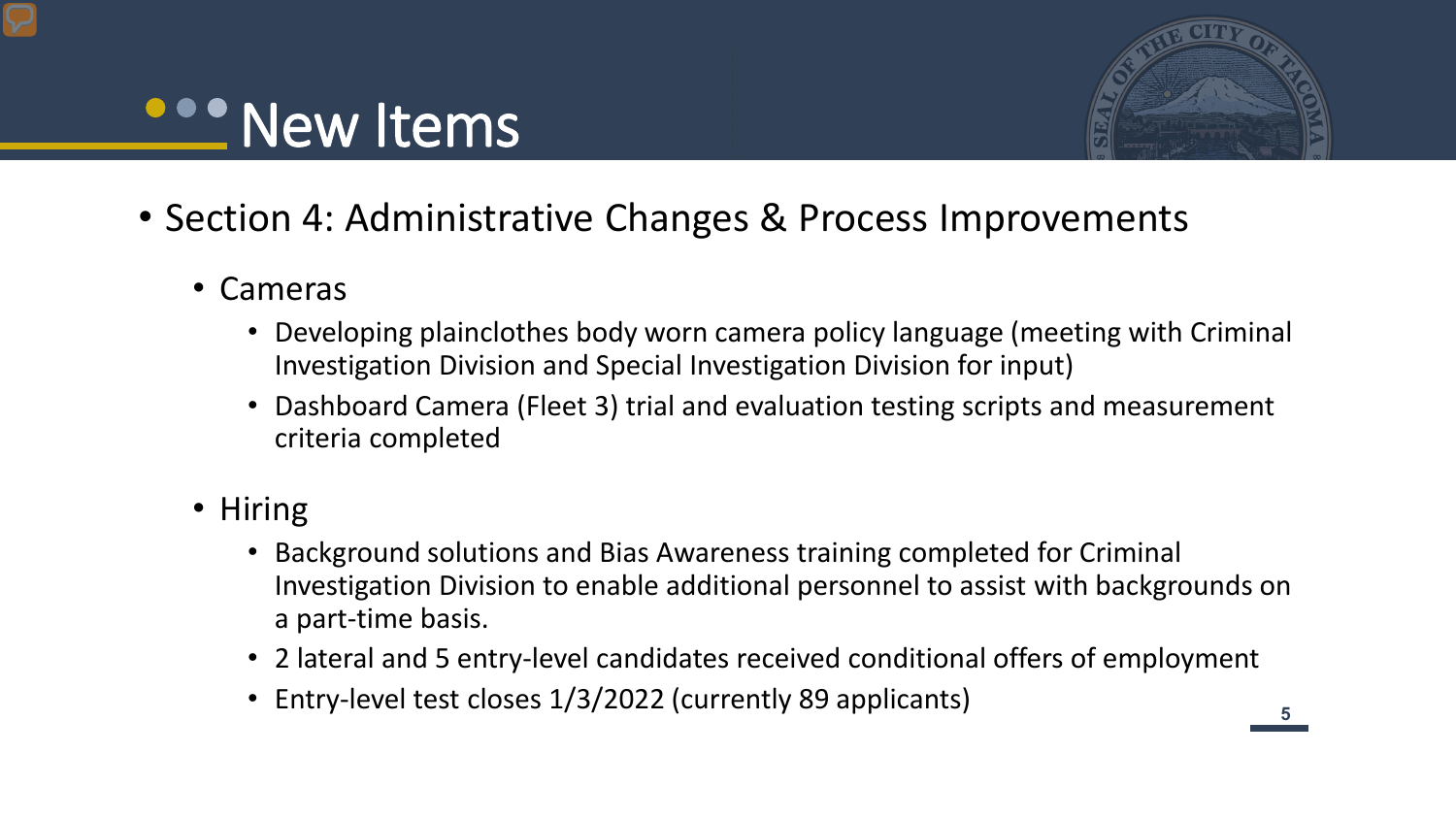# New Items

- Section 4: Administrative Changes & Process Improvements
  - Cameras
    - Developing plainclothes body worn camera policy language (meeting with Criminal Investigation Division and Special Investigation Division for input)
    - Dashboard Camera (Fleet 3) trial and evaluation testing scripts and measurement criteria completed
  - Hiring
    - Background solutions and Bias Awareness training completed for Criminal Investigation Division to enable additional personnel to assist with backgrounds on a part-time basis.
    - 2 lateral and 5 entry-level candidates received conditional offers of employment
    - Entry-level test closes 1/3/2022 (currently 89 applicants)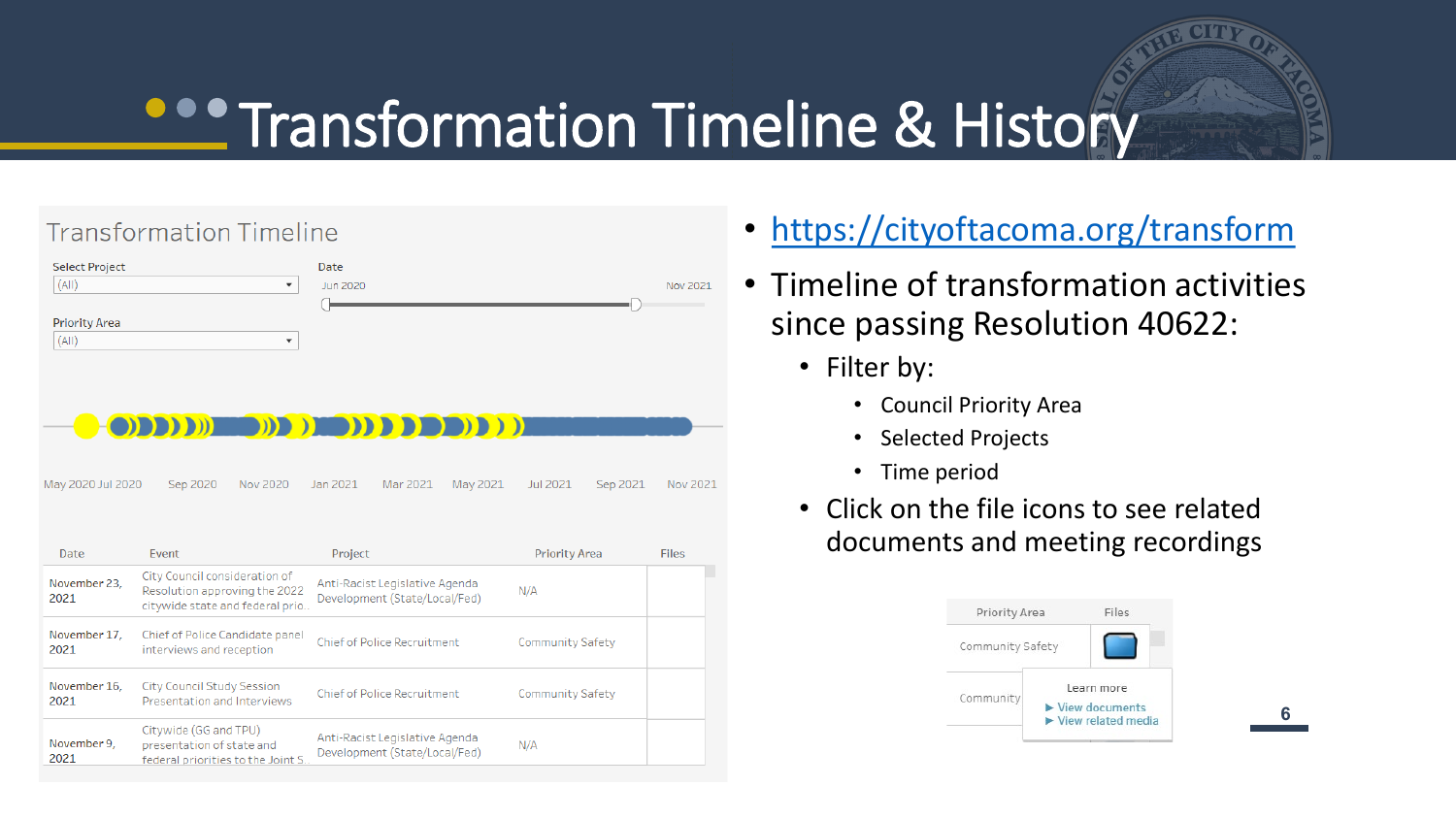# Transformation Timeline & History

## Transformation Timeline

Select Project: (All)

Priority Area: (All)

Date: Jun 2020 – Nov 2021

May 2020 Jul 2020 Sep 2020 Nov 2020 Jan 2021 Mar 2021 May 2021 Jul 2021 Sep 2021 Nov 2021

| Date | Event | Project | Priority Area | Files |
|---|---|---|---|---|
| November 23, 2021 | City Council consideration of Resolution approving the 2022 citywide state and federal prio.. | Anti-Racist Legislative Agenda Development (State/Local/Fed) | N/A | |
| November 17, 2021 | Chief of Police Candidate panel interviews and reception | Chief of Police Recruitment | Community Safety | |
| November 16, 2021 | City Council Study Session Presentation and Interviews | Chief of Police Recruitment | Community Safety | |
| November 9, 2021 | Citywide (GG and TPU) presentation of state and federal priorities to the Joint S.. | Anti-Racist Legislative Agenda Development (State/Local/Fed) | N/A | |

- https://cityoftacoma.org/transform
- Timeline of transformation activities since passing Resolution 40622:
  - Filter by:
    - Council Priority Area
    - Selected Projects
    - Time period
  - Click on the file icons to see related documents and meeting recordings

| Priority Area | Files |
|---|---|
| Community Safety | |
| Community | Learn more ▶ View documents ▶ View related media |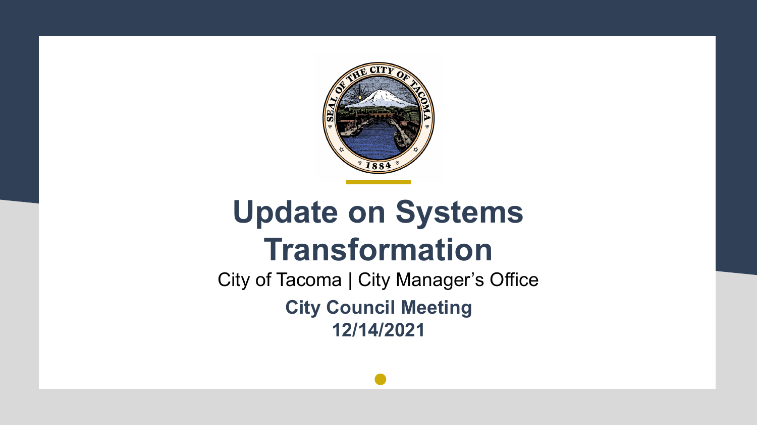# Update on Systems Transformation

City of Tacoma | City Manager's Office

**City Council Meeting**

**12/14/2021**